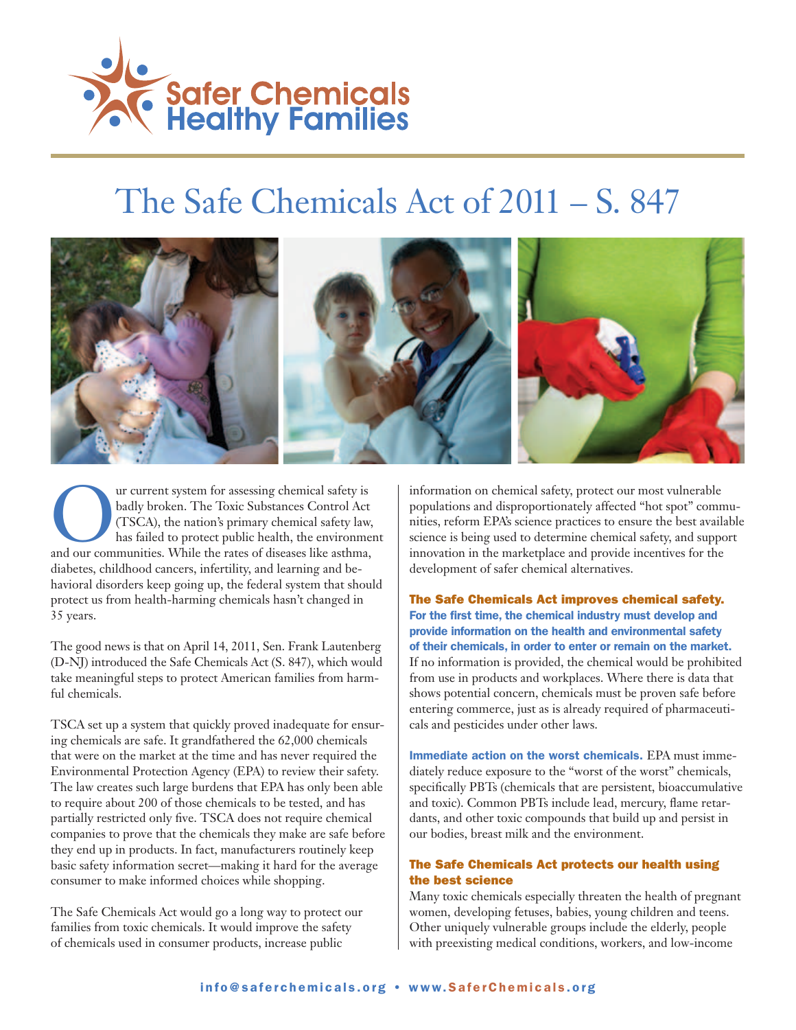Safer Chemicals Healthy Families

# The Safe Chemicals Act of 2011 – S. 847

Our current system for assessing chemical safety is badly broken. The Toxic Substances Control Act (TSCA), the nation's primary chemical safety law, has failed to protect public health, the environment and our communities. While the rates of diseases like asthma, diabetes, childhood cancers, infertility, and learning and behavioral disorders keep going up, the federal system that should protect us from health-harming chemicals hasn't changed in 35 years.

The good news is that on April 14, 2011, Sen. Frank Lautenberg (D-NJ) introduced the Safe Chemicals Act (S. 847), which would take meaningful steps to protect American families from harmful chemicals.

TSCA set up a system that quickly proved inadequate for ensuring chemicals are safe. It grandfathered the 62,000 chemicals that were on the market at the time and has never required the Environmental Protection Agency (EPA) to review their safety. The law creates such large burdens that EPA has only been able to require about 200 of those chemicals to be tested, and has partially restricted only five. TSCA does not require chemical companies to prove that the chemicals they make are safe before they end up in products. In fact, manufacturers routinely keep basic safety information secret—making it hard for the average consumer to make informed choices while shopping.

The Safe Chemicals Act would go a long way to protect our families from toxic chemicals. It would improve the safety of chemicals used in consumer products, increase public information on chemical safety, protect our most vulnerable populations and disproportionately affected "hot spot" communities, reform EPA's science practices to ensure the best available science is being used to determine chemical safety, and support innovation in the marketplace and provide incentives for the development of safer chemical alternatives.

## The Safe Chemicals Act improves chemical safety.

**For the first time, the chemical industry must develop and provide information on the health and environmental safety of their chemicals, in order to enter or remain on the market.** If no information is provided, the chemical would be prohibited from use in products and workplaces. Where there is data that shows potential concern, chemicals must be proven safe before entering commerce, just as is already required of pharmaceuticals and pesticides under other laws.

**Immediate action on the worst chemicals.** EPA must immediately reduce exposure to the "worst of the worst" chemicals, specifically PBTs (chemicals that are persistent, bioaccumulative and toxic). Common PBTs include lead, mercury, flame retardants, and other toxic compounds that build up and persist in our bodies, breast milk and the environment.

## The Safe Chemicals Act protects our health using the best science

Many toxic chemicals especially threaten the health of pregnant women, developing fetuses, babies, young children and teens. Other uniquely vulnerable groups include the elderly, people with preexisting medical conditions, workers, and low-income

info@saferchemicals.org • www.SaferChemicals.org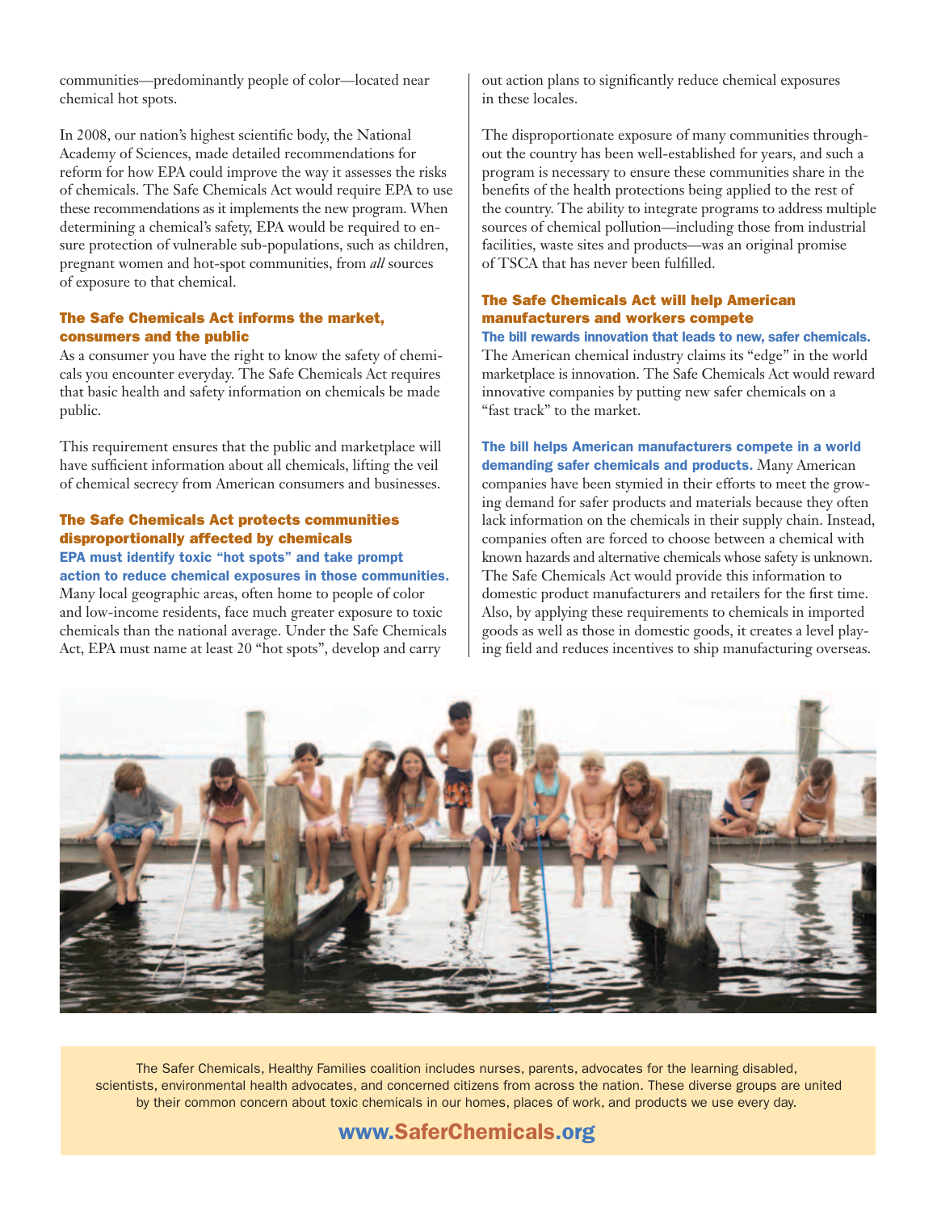communities—predominantly people of color—located near chemical hot spots.

In 2008, our nation's highest scientific body, the National Academy of Sciences, made detailed recommendations for reform for how EPA could improve the way it assesses the risks of chemicals. The Safe Chemicals Act would require EPA to use these recommendations as it implements the new program. When determining a chemical's safety, EPA would be required to ensure protection of vulnerable sub-populations, such as children, pregnant women and hot-spot communities, from *all* sources of exposure to that chemical.

## The Safe Chemicals Act informs the market, consumers and the public

As a consumer you have the right to know the safety of chemicals you encounter everyday. The Safe Chemicals Act requires that basic health and safety information on chemicals be made public.

This requirement ensures that the public and marketplace will have sufficient information about all chemicals, lifting the veil of chemical secrecy from American consumers and businesses.

## The Safe Chemicals Act protects communities disproportionally affected by chemicals

**EPA must identify toxic "hot spots" and take prompt action to reduce chemical exposures in those communities.** Many local geographic areas, often home to people of color and low-income residents, face much greater exposure to toxic chemicals than the national average. Under the Safe Chemicals Act, EPA must name at least 20 "hot spots", develop and carry out action plans to significantly reduce chemical exposures in these locales.

The disproportionate exposure of many communities throughout the country has been well-established for years, and such a program is necessary to ensure these communities share in the benefits of the health protections being applied to the rest of the country. The ability to integrate programs to address multiple sources of chemical pollution—including those from industrial facilities, waste sites and products—was an original promise of TSCA that has never been fulfilled.

## The Safe Chemicals Act will help American manufacturers and workers compete

**The bill rewards innovation that leads to new, safer chemicals.** The American chemical industry claims its "edge" in the world marketplace is innovation. The Safe Chemicals Act would reward innovative companies by putting new safer chemicals on a "fast track" to the market.

**The bill helps American manufacturers compete in a world demanding safer chemicals and products.** Many American companies have been stymied in their efforts to meet the growing demand for safer products and materials because they often lack information on the chemicals in their supply chain. Instead, companies often are forced to choose between a chemical with known hazards and alternative chemicals whose safety is unknown. The Safe Chemicals Act would provide this information to domestic product manufacturers and retailers for the first time. Also, by applying these requirements to chemicals in imported goods as well as those in domestic goods, it creates a level playing field and reduces incentives to ship manufacturing overseas.

The Safer Chemicals, Healthy Families coalition includes nurses, parents, advocates for the learning disabled, scientists, environmental health advocates, and concerned citizens from across the nation. These diverse groups are united by their common concern about toxic chemicals in our homes, places of work, and products we use every day.

**www.SaferChemicals.org**